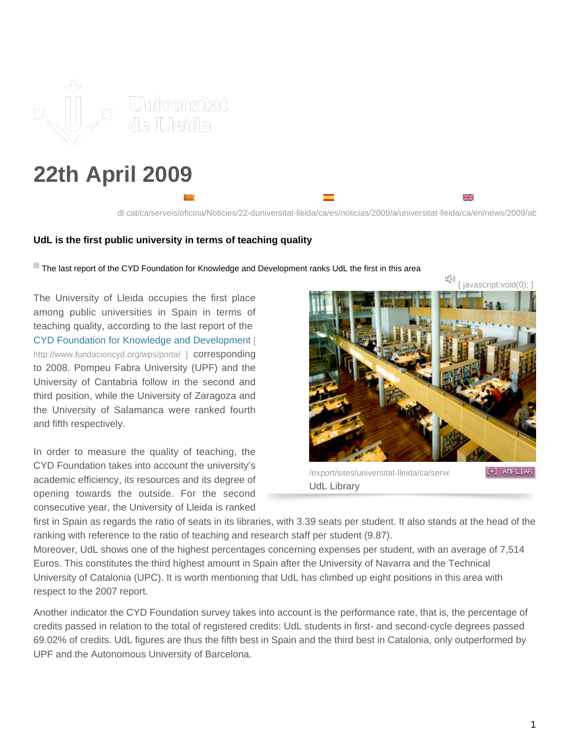# 22th April 2009

dl.cat/ca/serveis/oficina/Noticies/22-duniversitat-lleida/ca/es/noticias/2009/a/universitat-lleida/ca/en/news/2009/ab

**UdL is the first public university in terms of teaching quality**

The last report of the CYD Foundation for Knowledge and Development ranks UdL the first in this area

[ javascript:void(0); ]

The University of Lleida occupies the first place among public universities in Spain in terms of teaching quality, according to the last report of the CYD Foundation for Knowledge and Development [ http://www.fundacioncyd.org/wps/portal ] corresponding to 2008. Pompeu Fabra University (UPF) and the University of Cantabria follow in the second and third position, while the University of Zaragoza and the University of Salamanca were ranked fourth and fifth respectively.

/export/sites/universitat-lleida/ca/serve [+] AMPLIAR

UdL Library

In order to measure the quality of teaching, the CYD Foundation takes into account the university's academic efficiency, its resources and its degree of opening towards the outside. For the second consecutive year, the University of Lleida is ranked first in Spain as regards the ratio of seats in its libraries, with 3.39 seats per student. It also stands at the head of the ranking with reference to the ratio of teaching and research staff per student (9.87).
Moreover, UdL shows one of the highest percentages concerning expenses per student, with an average of 7,514 Euros. This constitutes the third highest amount in Spain after the University of Navarra and the Technical University of Catalonia (UPC). It is worth mentioning that UdL has climbed up eight positions in this area with respect to the 2007 report.

Another indicator the CYD Foundation survey takes into account is the performance rate, that is, the percentage of credits passed in relation to the total of registered credits: UdL students in first- and second-cycle degrees passed 69.02% of credits. UdL figures are thus the fifth best in Spain and the third best in Catalonia, only outperformed by UPF and the Autonomous University of Barcelona.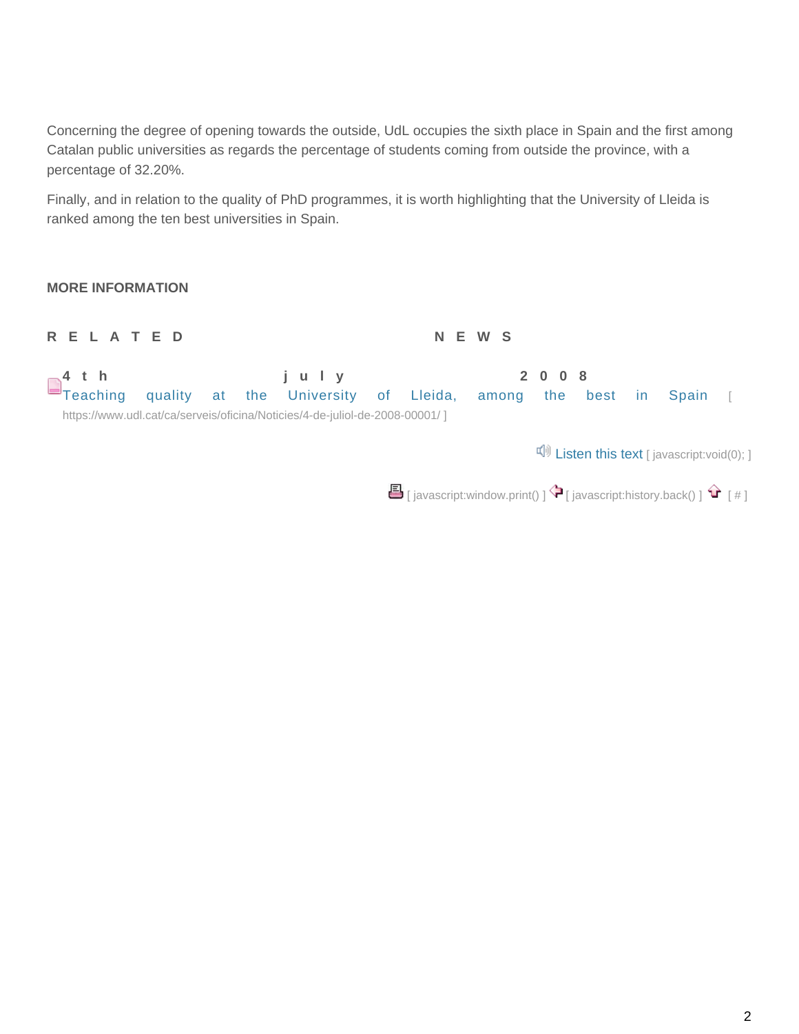Concerning the degree of opening towards the outside, UdL occupies the sixth place in Spain and the first among Catalan public universities as regards the percentage of students coming from outside the province, with a percentage of 32.20%.

Finally, and in relation to the quality of PhD programmes, it is worth highlighting that the University of Lleida is ranked among the ten best universities in Spain.

**MORE INFORMATION**

**RELATED NEWS**

**4th july 2008**
Teaching quality at the University of Lleida, among the best in Spain [ https://www.udl.cat/ca/serveis/oficina/Noticies/4-de-juliol-de-2008-00001/ ]

Listen this text [ javascript:void(0); ]

[ javascript:window.print() ] [ javascript:history.back() ] [ # ]